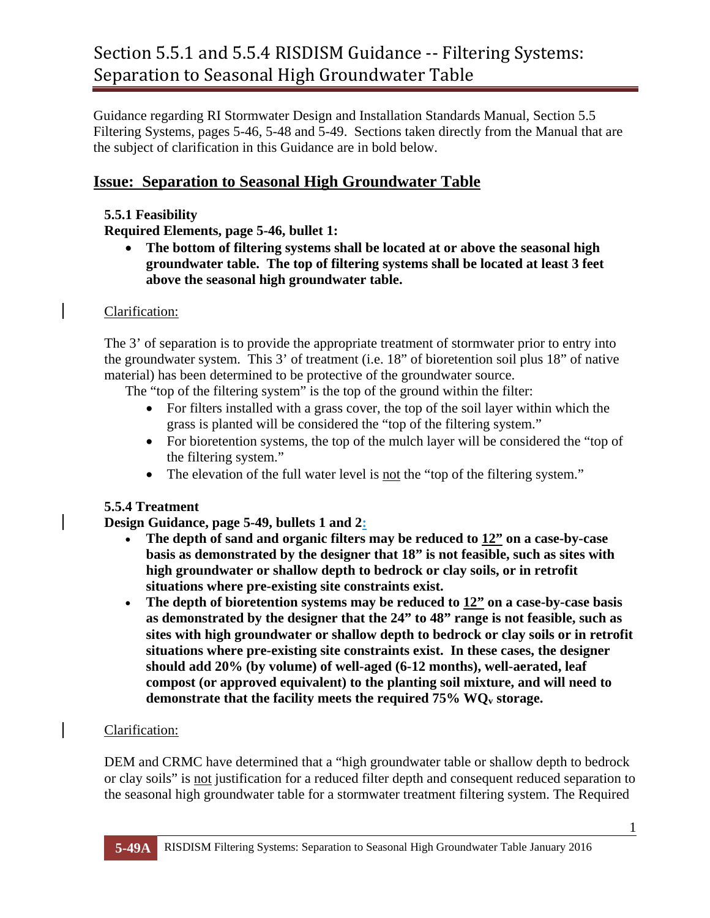# Section 5.5.1 and 5.5.4 RISDISM Guidance -- Filtering Systems: Separation to Seasonal High Groundwater Table

Guidance regarding RI Stormwater Design and Installation Standards Manual, Section 5.5 Filtering Systems, pages 5-46, 5-48 and 5-49. Sections taken directly from the Manual that are the subject of clarification in this Guidance are in bold below.

## Issue: Separation to Seasonal High Groundwater Table

**5.5.1 Feasibility**

**Required Elements, page 5-46, bullet 1:**

- **The bottom of filtering systems shall be located at or above the seasonal high groundwater table. The top of filtering systems shall be located at least 3 feet above the seasonal high groundwater table.**

Clarification:

The 3' of separation is to provide the appropriate treatment of stormwater prior to entry into the groundwater system. This 3' of treatment (i.e. 18" of bioretention soil plus 18" of native material) has been determined to be protective of the groundwater source.

The "top of the filtering system" is the top of the ground within the filter:

- For filters installed with a grass cover, the top of the soil layer within which the grass is planted will be considered the "top of the filtering system."
- For bioretention systems, the top of the mulch layer will be considered the "top of the filtering system."
- The elevation of the full water level is not the "top of the filtering system."

**5.5.4 Treatment**

**Design Guidance, page 5-49, bullets 1 and 2:**

- **The depth of sand and organic filters may be reduced to 12" on a case-by-case basis as demonstrated by the designer that 18" is not feasible, such as sites with high groundwater or shallow depth to bedrock or clay soils, or in retrofit situations where pre-existing site constraints exist.**
- **The depth of bioretention systems may be reduced to 12" on a case-by-case basis as demonstrated by the designer that the 24" to 48" range is not feasible, such as sites with high groundwater or shallow depth to bedrock or clay soils or in retrofit situations where pre-existing site constraints exist. In these cases, the designer should add 20% (by volume) of well-aged (6-12 months), well-aerated, leaf compost (or approved equivalent) to the planting soil mixture, and will need to demonstrate that the facility meets the required 75% $WQ_v$ storage.**

Clarification:

DEM and CRMC have determined that a "high groundwater table or shallow depth to bedrock or clay soils" is not justification for a reduced filter depth and consequent reduced separation to the seasonal high groundwater table for a stormwater treatment filtering system. The Required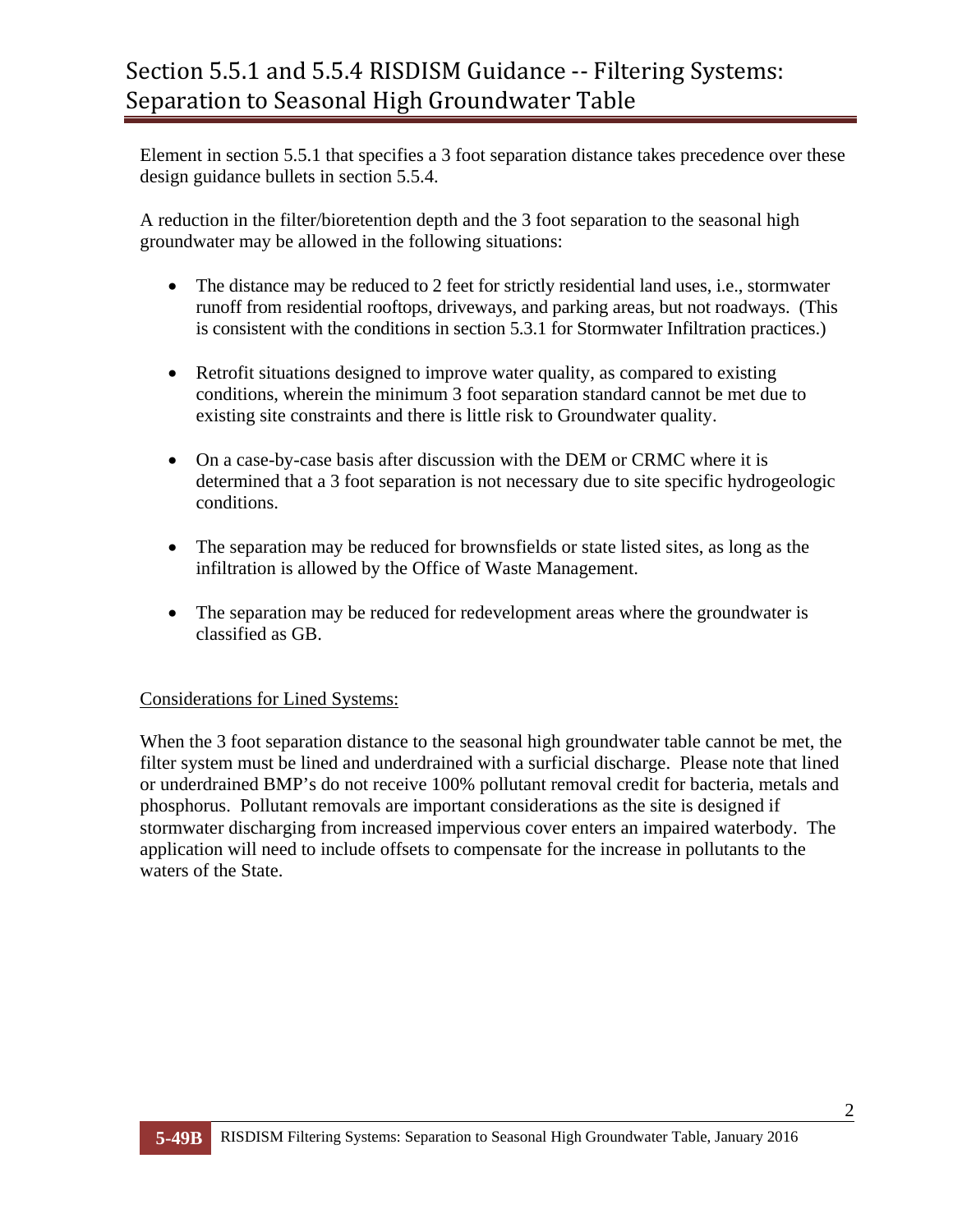# Section 5.5.1 and 5.5.4 RISDISM Guidance -- Filtering Systems: Separation to Seasonal High Groundwater Table

Element in section 5.5.1 that specifies a 3 foot separation distance takes precedence over these design guidance bullets in section 5.5.4.

A reduction in the filter/bioretention depth and the 3 foot separation to the seasonal high groundwater may be allowed in the following situations:

- The distance may be reduced to 2 feet for strictly residential land uses, i.e., stormwater runoff from residential rooftops, driveways, and parking areas, but not roadways. (This is consistent with the conditions in section 5.3.1 for Stormwater Infiltration practices.)
- Retrofit situations designed to improve water quality, as compared to existing conditions, wherein the minimum 3 foot separation standard cannot be met due to existing site constraints and there is little risk to Groundwater quality.
- On a case-by-case basis after discussion with the DEM or CRMC where it is determined that a 3 foot separation is not necessary due to site specific hydrogeologic conditions.
- The separation may be reduced for brownsfields or state listed sites, as long as the infiltration is allowed by the Office of Waste Management.
- The separation may be reduced for redevelopment areas where the groundwater is classified as GB.

<u>Considerations for Lined Systems:</u>

When the 3 foot separation distance to the seasonal high groundwater table cannot be met, the filter system must be lined and underdrained with a surficial discharge. Please note that lined or underdrained BMP's do not receive 100% pollutant removal credit for bacteria, metals and phosphorus. Pollutant removals are important considerations as the site is designed if stormwater discharging from increased impervious cover enters an impaired waterbody. The application will need to include offsets to compensate for the increase in pollutants to the waters of the State.